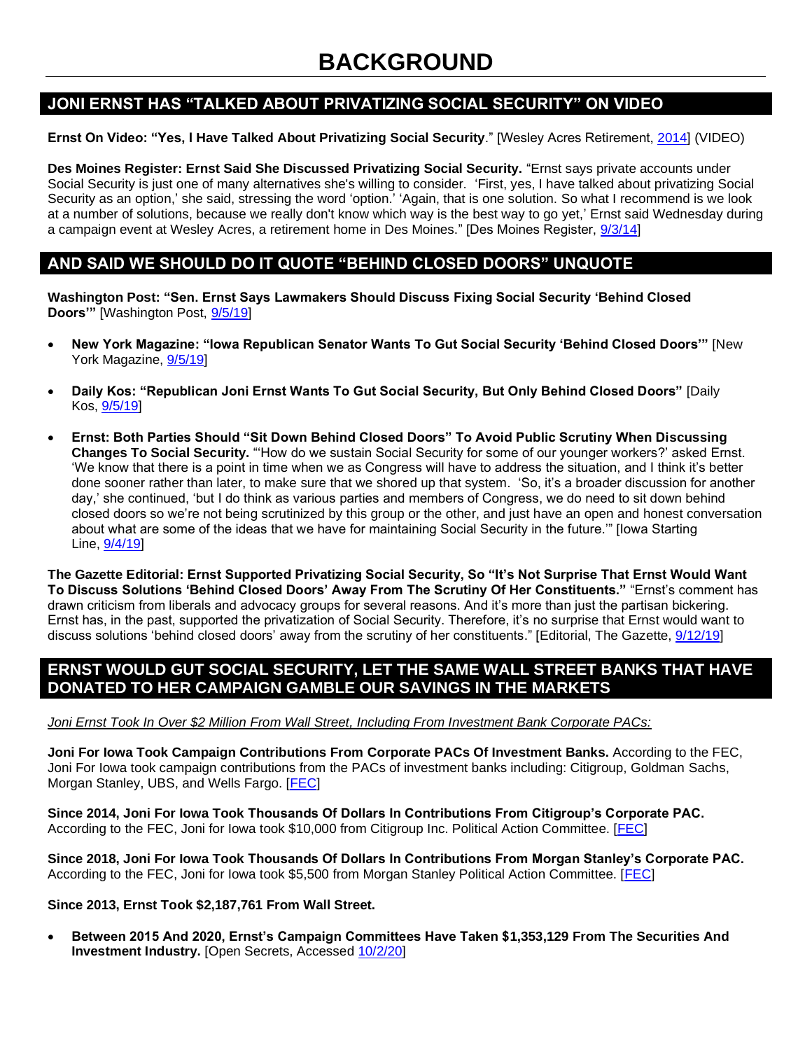# BACKGROUND

## JONI ERNST HAS "TALKED ABOUT PRIVATIZING SOCIAL SECURITY" ON VIDEO

**Ernst On Video: "Yes, I Have Talked About Privatizing Social Security**." [Wesley Acres Retirement, 2014] (VIDEO)

**Des Moines Register: Ernst Said She Discussed Privatizing Social Security.** "Ernst says private accounts under Social Security is just one of many alternatives she's willing to consider. 'First, yes, I have talked about privatizing Social Security as an option,' she said, stressing the word 'option.' 'Again, that is one solution. So what I recommend is we look at a number of solutions, because we really don't know which way is the best way to go yet,' Ernst said Wednesday during a campaign event at Wesley Acres, a retirement home in Des Moines." [Des Moines Register, 9/3/14]

## AND SAID WE SHOULD DO IT QUOTE "BEHIND CLOSED DOORS" UNQUOTE

**Washington Post: "Sen. Ernst Says Lawmakers Should Discuss Fixing Social Security 'Behind Closed Doors'"** [Washington Post, 9/5/19]

- **New York Magazine: "Iowa Republican Senator Wants To Gut Social Security 'Behind Closed Doors'"** [New York Magazine, 9/5/19]
- **Daily Kos: "Republican Joni Ernst Wants To Gut Social Security, But Only Behind Closed Doors"** [Daily Kos, 9/5/19]
- **Ernst: Both Parties Should "Sit Down Behind Closed Doors" To Avoid Public Scrutiny When Discussing Changes To Social Security.** "'How do we sustain Social Security for some of our younger workers?' asked Ernst. 'We know that there is a point in time when we as Congress will have to address the situation, and I think it's better done sooner rather than later, to make sure that we shored up that system. 'So, it's a broader discussion for another day,' she continued, 'but I do think as various parties and members of Congress, we do need to sit down behind closed doors so we're not being scrutinized by this group or the other, and just have an open and honest conversation about what are some of the ideas that we have for maintaining Social Security in the future.'" [Iowa Starting Line, 9/4/19]

**The Gazette Editorial: Ernst Supported Privatizing Social Security, So "It's Not Surprise That Ernst Would Want To Discuss Solutions 'Behind Closed Doors' Away From The Scrutiny Of Her Constituents."** "Ernst's comment has drawn criticism from liberals and advocacy groups for several reasons. And it's more than just the partisan bickering. Ernst has, in the past, supported the privatization of Social Security. Therefore, it's no surprise that Ernst would want to discuss solutions 'behind closed doors' away from the scrutiny of her constituents." [Editorial, The Gazette, 9/12/19]

## ERNST WOULD GUT SOCIAL SECURITY, LET THE SAME WALL STREET BANKS THAT HAVE DONATED TO HER CAMPAIGN GAMBLE OUR SAVINGS IN THE MARKETS

*Joni Ernst Took In Over $2 Million From Wall Street, Including From Investment Bank Corporate PACs:*

**Joni For Iowa Took Campaign Contributions From Corporate PACs Of Investment Banks.** According to the FEC, Joni For Iowa took campaign contributions from the PACs of investment banks including: Citigroup, Goldman Sachs, Morgan Stanley, UBS, and Wells Fargo. [FEC]

**Since 2014, Joni For Iowa Took Thousands Of Dollars In Contributions From Citigroup's Corporate PAC.** According to the FEC, Joni for Iowa took $10,000 from Citigroup Inc. Political Action Committee. [FEC]

**Since 2018, Joni For Iowa Took Thousands Of Dollars In Contributions From Morgan Stanley's Corporate PAC.** According to the FEC, Joni for Iowa took $5,500 from Morgan Stanley Political Action Committee. [FEC]

**Since 2013, Ernst Took $2,187,761 From Wall Street.**

- **Between 2015 And 2020, Ernst's Campaign Committees Have Taken $1,353,129 From The Securities And Investment Industry.** [Open Secrets, Accessed 10/2/20]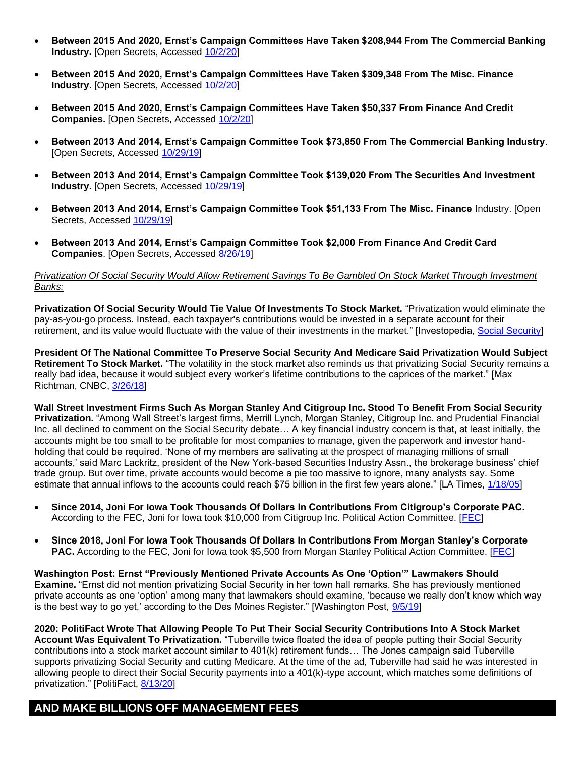- **Between 2015 And 2020, Ernst's Campaign Committees Have Taken $208,944 From The Commercial Banking Industry.** [Open Secrets, Accessed 10/2/20]

- **Between 2015 And 2020, Ernst's Campaign Committees Have Taken $309,348 From The Misc. Finance Industry**. [Open Secrets, Accessed 10/2/20]

- **Between 2015 And 2020, Ernst's Campaign Committees Have Taken $50,337 From Finance And Credit Companies.** [Open Secrets, Accessed 10/2/20]

- **Between 2013 And 2014, Ernst's Campaign Committee Took $73,850 From The Commercial Banking Industry**. [Open Secrets, Accessed 10/29/19]

- **Between 2013 And 2014, Ernst's Campaign Committee Took $139,020 From The Securities And Investment Industry.** [Open Secrets, Accessed 10/29/19]

- **Between 2013 And 2014, Ernst's Campaign Committee Took $51,133 From The Misc. Finance** Industry. [Open Secrets, Accessed 10/29/19]

- **Between 2013 And 2014, Ernst's Campaign Committee Took $2,000 From Finance And Credit Card Companies**. [Open Secrets, Accessed 8/26/19]

*Privatization Of Social Security Would Allow Retirement Savings To Be Gambled On Stock Market Through Investment Banks:*

**Privatization Of Social Security Would Tie Value Of Investments To Stock Market.** "Privatization would eliminate the pay-as-you-go process. Instead, each taxpayer's contributions would be invested in a separate account for their retirement, and its value would fluctuate with the value of their investments in the market." [Investopedia, Social Security]

**President Of The National Committee To Preserve Social Security And Medicare Said Privatization Would Subject Retirement To Stock Market.** "The volatility in the stock market also reminds us that privatizing Social Security remains a really bad idea, because it would subject every worker's lifetime contributions to the caprices of the market." [Max Richtman, CNBC, 3/26/18]

**Wall Street Investment Firms Such As Morgan Stanley And Citigroup Inc. Stood To Benefit From Social Security Privatization.** "Among Wall Street's largest firms, Merrill Lynch, Morgan Stanley, Citigroup Inc. and Prudential Financial Inc. all declined to comment on the Social Security debate… A key financial industry concern is that, at least initially, the accounts might be too small to be profitable for most companies to manage, given the paperwork and investor hand-holding that could be required. 'None of my members are salivating at the prospect of managing millions of small accounts,' said Marc Lackritz, president of the New York-based Securities Industry Assn., the brokerage business' chief trade group. But over time, private accounts would become a pie too massive to ignore, many analysts say. Some estimate that annual inflows to the accounts could reach $75 billion in the first few years alone." [LA Times, 1/18/05]

- **Since 2014, Joni For Iowa Took Thousands Of Dollars In Contributions From Citigroup's Corporate PAC.** According to the FEC, Joni for Iowa took $10,000 from Citigroup Inc. Political Action Committee. [FEC]

- **Since 2018, Joni For Iowa Took Thousands Of Dollars In Contributions From Morgan Stanley's Corporate PAC.** According to the FEC, Joni for Iowa took $5,500 from Morgan Stanley Political Action Committee. [FEC]

**Washington Post: Ernst "Previously Mentioned Private Accounts As One 'Option'" Lawmakers Should Examine.** "Ernst did not mention privatizing Social Security in her town hall remarks. She has previously mentioned private accounts as one 'option' among many that lawmakers should examine, 'because we really don't know which way is the best way to go yet,' according to the Des Moines Register." [Washington Post, 9/5/19]

**2020: PolitiFact Wrote That Allowing People To Put Their Social Security Contributions Into A Stock Market Account Was Equivalent To Privatization.** "Tuberville twice floated the idea of people putting their Social Security contributions into a stock market account similar to 401(k) retirement funds… The Jones campaign said Tuberville supports privatizing Social Security and cutting Medicare. At the time of the ad, Tuberville had said he was interested in allowing people to direct their Social Security payments into a 401(k)-type account, which matches some definitions of privatization." [PolitiFact, 8/13/20]

## AND MAKE BILLIONS OFF MANAGEMENT FEES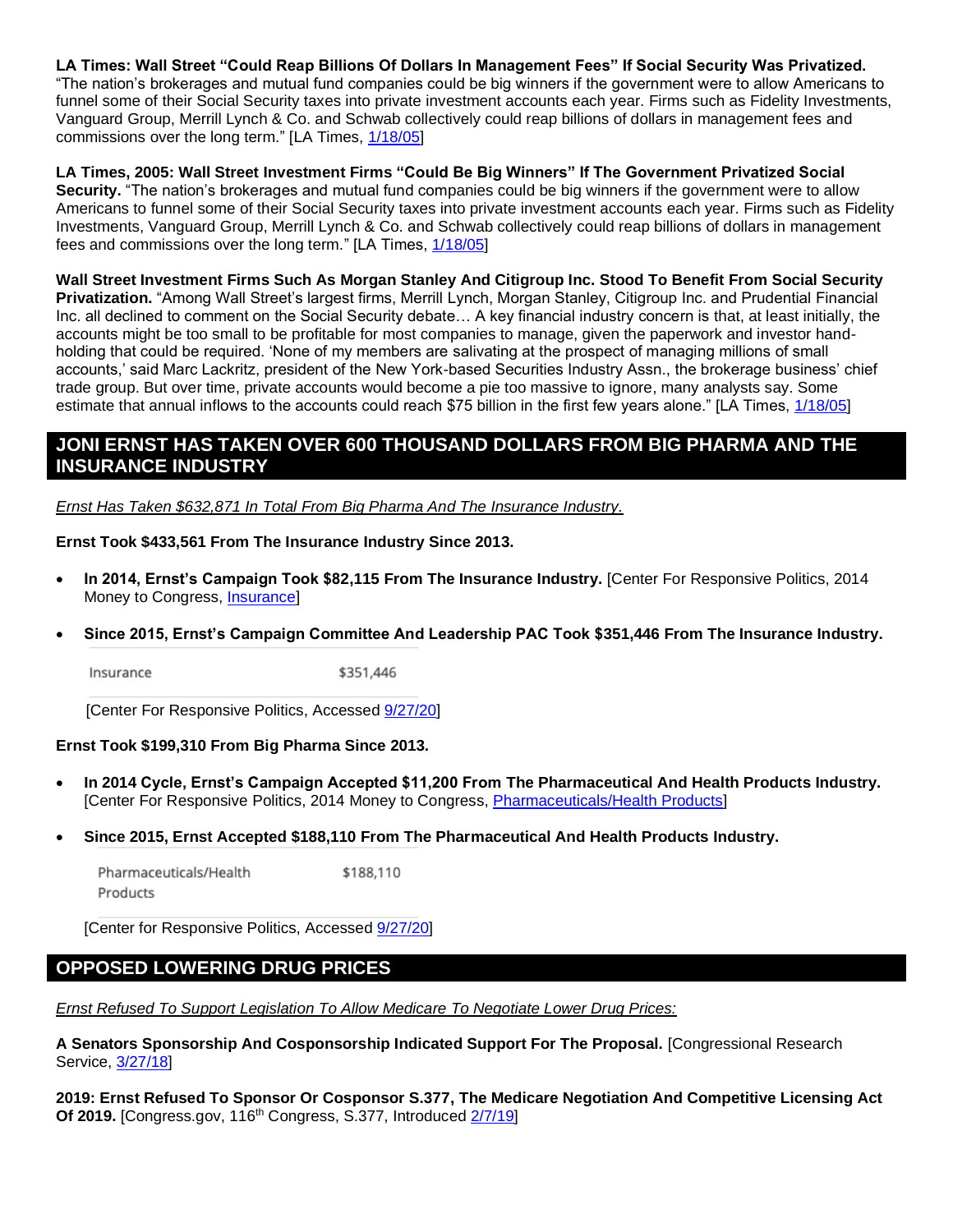**LA Times: Wall Street "Could Reap Billions Of Dollars In Management Fees" If Social Security Was Privatized.** "The nation's brokerages and mutual fund companies could be big winners if the government were to allow Americans to funnel some of their Social Security taxes into private investment accounts each year. Firms such as Fidelity Investments, Vanguard Group, Merrill Lynch & Co. and Schwab collectively could reap billions of dollars in management fees and commissions over the long term." [LA Times, 1/18/05]

**LA Times, 2005: Wall Street Investment Firms "Could Be Big Winners" If The Government Privatized Social Security.** "The nation's brokerages and mutual fund companies could be big winners if the government were to allow Americans to funnel some of their Social Security taxes into private investment accounts each year. Firms such as Fidelity Investments, Vanguard Group, Merrill Lynch & Co. and Schwab collectively could reap billions of dollars in management fees and commissions over the long term." [LA Times, 1/18/05]

**Wall Street Investment Firms Such As Morgan Stanley And Citigroup Inc. Stood To Benefit From Social Security Privatization.** "Among Wall Street's largest firms, Merrill Lynch, Morgan Stanley, Citigroup Inc. and Prudential Financial Inc. all declined to comment on the Social Security debate… A key financial industry concern is that, at least initially, the accounts might be too small to be profitable for most companies to manage, given the paperwork and investor hand-holding that could be required. 'None of my members are salivating at the prospect of managing millions of small accounts,' said Marc Lackritz, president of the New York-based Securities Industry Assn., the brokerage business' chief trade group. But over time, private accounts would become a pie too massive to ignore, many analysts say. Some estimate that annual inflows to the accounts could reach $75 billion in the first few years alone." [LA Times, 1/18/05]

## JONI ERNST HAS TAKEN OVER 600 THOUSAND DOLLARS FROM BIG PHARMA AND THE INSURANCE INDUSTRY

*Ernst Has Taken $632,871 In Total From Big Pharma And The Insurance Industry.*

**Ernst Took $433,561 From The Insurance Industry Since 2013.**

- **In 2014, Ernst's Campaign Took $82,115 From The Insurance Industry.** [Center For Responsive Politics, 2014 Money to Congress, Insurance]

- **Since 2015, Ernst's Campaign Committee And Leadership PAC Took $351,446 From The Insurance Industry.**

| Insurance | $351,446 |
|---|---|

[Center For Responsive Politics, Accessed 9/27/20]

**Ernst Took $199,310 From Big Pharma Since 2013.**

- **In 2014 Cycle, Ernst's Campaign Accepted $11,200 From The Pharmaceutical And Health Products Industry.** [Center For Responsive Politics, 2014 Money to Congress, Pharmaceuticals/Health Products]

- **Since 2015, Ernst Accepted $188,110 From The Pharmaceutical And Health Products Industry.**

| Pharmaceuticals/Health Products | $188,110 |
|---|---|

[Center for Responsive Politics, Accessed 9/27/20]

## OPPOSED LOWERING DRUG PRICES

*Ernst Refused To Support Legislation To Allow Medicare To Negotiate Lower Drug Prices:*

**A Senators Sponsorship And Cosponsorship Indicated Support For The Proposal.** [Congressional Research Service, 3/27/18]

**2019: Ernst Refused To Sponsor Or Cosponsor S.377, The Medicare Negotiation And Competitive Licensing Act Of 2019.** [Congress.gov, 116th Congress, S.377, Introduced 2/7/19]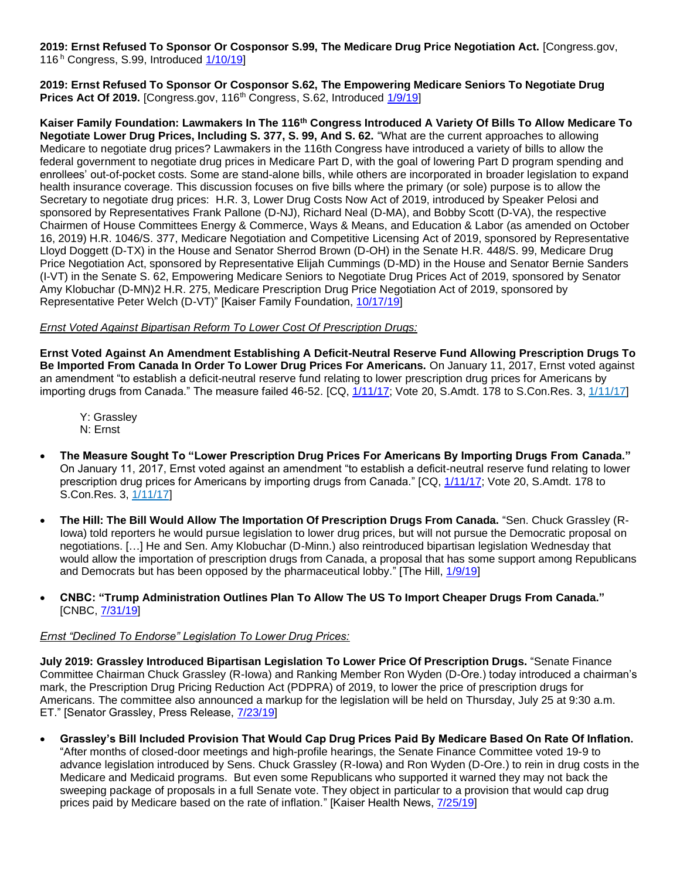**2019: Ernst Refused To Sponsor Or Cosponsor S.99, The Medicare Drug Price Negotiation Act.** [Congress.gov, 116[h] Congress, S.99, Introduced 1/10/19]

**2019: Ernst Refused To Sponsor Or Cosponsor S.62, The Empowering Medicare Seniors To Negotiate Drug Prices Act Of 2019.** [Congress.gov, 116[th] Congress, S.62, Introduced 1/9/19]

**Kaiser Family Foundation: Lawmakers In The 116[th] Congress Introduced A Variety Of Bills To Allow Medicare To Negotiate Lower Drug Prices, Including S. 377, S. 99, And S. 62.** "What are the current approaches to allowing Medicare to negotiate drug prices? Lawmakers in the 116th Congress have introduced a variety of bills to allow the federal government to negotiate drug prices in Medicare Part D, with the goal of lowering Part D program spending and enrollees' out-of-pocket costs. Some are stand-alone bills, while others are incorporated in broader legislation to expand health insurance coverage. This discussion focuses on five bills where the primary (or sole) purpose is to allow the Secretary to negotiate drug prices: H.R. 3, Lower Drug Costs Now Act of 2019, introduced by Speaker Pelosi and sponsored by Representatives Frank Pallone (D-NJ), Richard Neal (D-MA), and Bobby Scott (D-VA), the respective Chairmen of House Committees Energy & Commerce, Ways & Means, and Education & Labor (as amended on October 16, 2019) H.R. 1046/S. 377, Medicare Negotiation and Competitive Licensing Act of 2019, sponsored by Representative Lloyd Doggett (D-TX) in the House and Senator Sherrod Brown (D-OH) in the Senate H.R. 448/S. 99, Medicare Drug Price Negotiation Act, sponsored by Representative Elijah Cummings (D-MD) in the House and Senator Bernie Sanders (I-VT) in the Senate S. 62, Empowering Medicare Seniors to Negotiate Drug Prices Act of 2019, sponsored by Senator Amy Klobuchar (D-MN)2 H.R. 275, Medicare Prescription Drug Price Negotiation Act of 2019, sponsored by Representative Peter Welch (D-VT)" [Kaiser Family Foundation, 10/17/19]

*Ernst Voted Against Bipartisan Reform To Lower Cost Of Prescription Drugs:*

**Ernst Voted Against An Amendment Establishing A Deficit-Neutral Reserve Fund Allowing Prescription Drugs To Be Imported From Canada In Order To Lower Drug Prices For Americans.** On January 11, 2017, Ernst voted against an amendment "to establish a deficit-neutral reserve fund relating to lower prescription drug prices for Americans by importing drugs from Canada." The measure failed 46-52. [CQ, 1/11/17; Vote 20, S.Amdt. 178 to S.Con.Res. 3, 1/11/17]

Y: Grassley
N: Ernst

- **The Measure Sought To "Lower Prescription Drug Prices For Americans By Importing Drugs From Canada."** On January 11, 2017, Ernst voted against an amendment "to establish a deficit-neutral reserve fund relating to lower prescription drug prices for Americans by importing drugs from Canada." [CQ, 1/11/17; Vote 20, S.Amdt. 178 to S.Con.Res. 3, 1/11/17]
- **The Hill: The Bill Would Allow The Importation Of Prescription Drugs From Canada.** "Sen. Chuck Grassley (R-Iowa) told reporters he would pursue legislation to lower drug prices, but will not pursue the Democratic proposal on negotiations. […] He and Sen. Amy Klobuchar (D-Minn.) also reintroduced bipartisan legislation Wednesday that would allow the importation of prescription drugs from Canada, a proposal that has some support among Republicans and Democrats but has been opposed by the pharmaceutical lobby." [The Hill, 1/9/19]
- **CNBC: "Trump Administration Outlines Plan To Allow The US To Import Cheaper Drugs From Canada."** [CNBC, 7/31/19]

*Ernst "Declined To Endorse" Legislation To Lower Drug Prices:*

**July 2019: Grassley Introduced Bipartisan Legislation To Lower Price Of Prescription Drugs.** "Senate Finance Committee Chairman Chuck Grassley (R-Iowa) and Ranking Member Ron Wyden (D-Ore.) today introduced a chairman's mark, the Prescription Drug Pricing Reduction Act (PDPRA) of 2019, to lower the price of prescription drugs for Americans. The committee also announced a markup for the legislation will be held on Thursday, July 25 at 9:30 a.m. ET." [Senator Grassley, Press Release, 7/23/19]

- **Grassley's Bill Included Provision That Would Cap Drug Prices Paid By Medicare Based On Rate Of Inflation.** "After months of closed-door meetings and high-profile hearings, the Senate Finance Committee voted 19-9 to advance legislation introduced by Sens. Chuck Grassley (R-Iowa) and Ron Wyden (D-Ore.) to rein in drug costs in the Medicare and Medicaid programs. But even some Republicans who supported it warned they may not back the sweeping package of proposals in a full Senate vote. They object in particular to a provision that would cap drug prices paid by Medicare based on the rate of inflation." [Kaiser Health News, 7/25/19]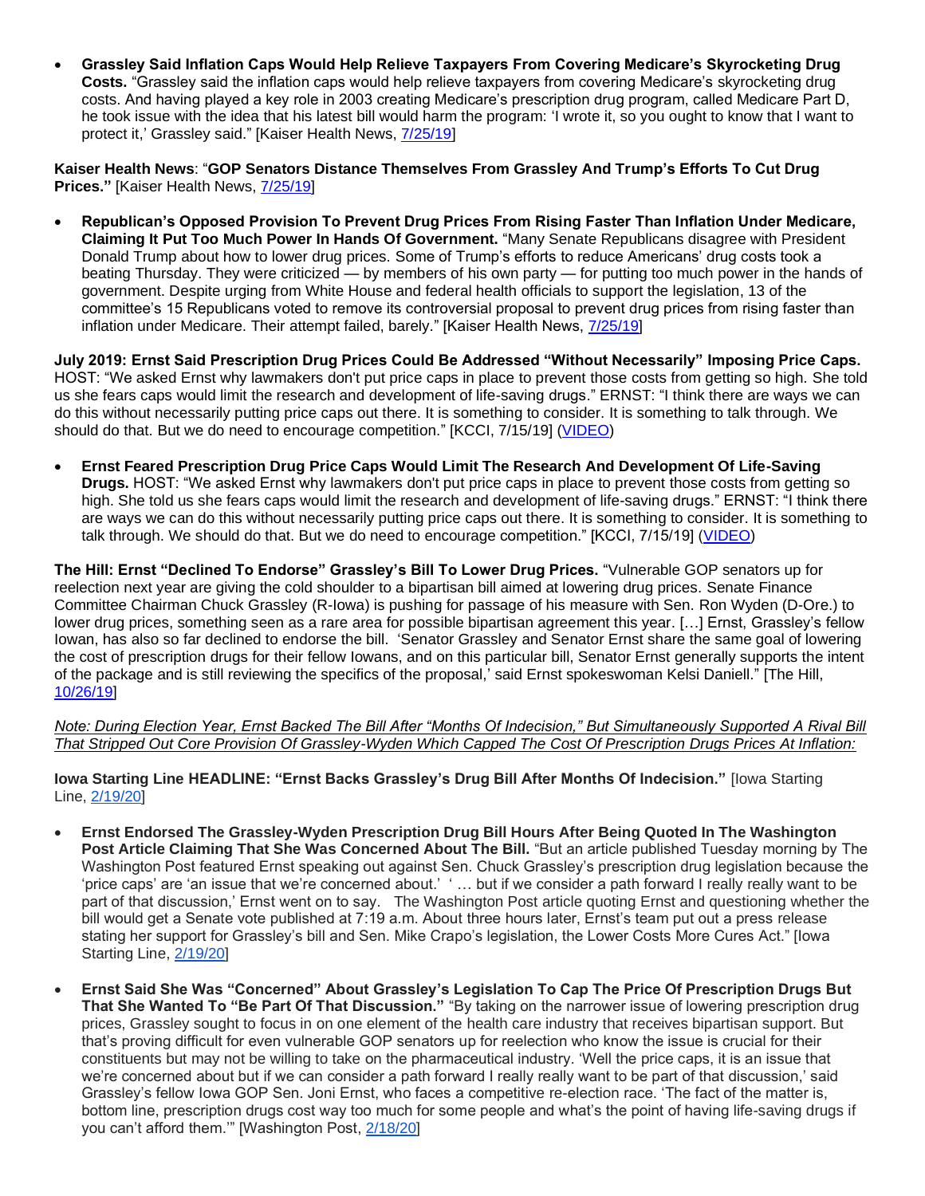- **Grassley Said Inflation Caps Would Help Relieve Taxpayers From Covering Medicare's Skyrocketing Drug Costs.** "Grassley said the inflation caps would help relieve taxpayers from covering Medicare's skyrocketing drug costs. And having played a key role in 2003 creating Medicare's prescription drug program, called Medicare Part D, he took issue with the idea that his latest bill would harm the program: 'I wrote it, so you ought to know that I want to protect it,' Grassley said." [Kaiser Health News, 7/25/19]

**Kaiser Health News**: "**GOP Senators Distance Themselves From Grassley And Trump's Efforts To Cut Drug Prices.**" [Kaiser Health News, 7/25/19]

- **Republican's Opposed Provision To Prevent Drug Prices From Rising Faster Than Inflation Under Medicare, Claiming It Put Too Much Power In Hands Of Government.** "Many Senate Republicans disagree with President Donald Trump about how to lower drug prices. Some of Trump's efforts to reduce Americans' drug costs took a beating Thursday. They were criticized — by members of his own party — for putting too much power in the hands of government. Despite urging from White House and federal health officials to support the legislation, 13 of the committee's 15 Republicans voted to remove its controversial proposal to prevent drug prices from rising faster than inflation under Medicare. Their attempt failed, barely." [Kaiser Health News, 7/25/19]

**July 2019: Ernst Said Prescription Drug Prices Could Be Addressed "Without Necessarily" Imposing Price Caps.** HOST: "We asked Ernst why lawmakers don't put price caps in place to prevent those costs from getting so high. She told us she fears caps would limit the research and development of life-saving drugs." ERNST: "I think there are ways we can do this without necessarily putting price caps out there. It is something to consider. It is something to talk through. We should do that. But we do need to encourage competition." [KCCI, 7/15/19] (VIDEO)

- **Ernst Feared Prescription Drug Price Caps Would Limit The Research And Development Of Life-Saving Drugs.** HOST: "We asked Ernst why lawmakers don't put price caps in place to prevent those costs from getting so high. She told us she fears caps would limit the research and development of life-saving drugs." ERNST: "I think there are ways we can do this without necessarily putting price caps out there. It is something to consider. It is something to talk through. We should do that. But we do need to encourage competition." [KCCI, 7/15/19] (VIDEO)

**The Hill: Ernst "Declined To Endorse" Grassley's Bill To Lower Drug Prices.** "Vulnerable GOP senators up for reelection next year are giving the cold shoulder to a bipartisan bill aimed at lowering drug prices. Senate Finance Committee Chairman Chuck Grassley (R-Iowa) is pushing for passage of his measure with Sen. Ron Wyden (D-Ore.) to lower drug prices, something seen as a rare area for possible bipartisan agreement this year. […] Ernst, Grassley's fellow Iowan, has also so far declined to endorse the bill. 'Senator Grassley and Senator Ernst share the same goal of lowering the cost of prescription drugs for their fellow Iowans, and on this particular bill, Senator Ernst generally supports the intent of the package and is still reviewing the specifics of the proposal,' said Ernst spokeswoman Kelsi Daniell." [The Hill, 10/26/19]

*Note: During Election Year, Ernst Backed The Bill After "Months Of Indecision," But Simultaneously Supported A Rival Bill That Stripped Out Core Provision Of Grassley-Wyden Which Capped The Cost Of Prescription Drugs Prices At Inflation:*

**Iowa Starting Line HEADLINE: "Ernst Backs Grassley's Drug Bill After Months Of Indecision."** [Iowa Starting Line, 2/19/20]

- **Ernst Endorsed The Grassley-Wyden Prescription Drug Bill Hours After Being Quoted In The Washington Post Article Claiming That She Was Concerned About The Bill.** "But an article published Tuesday morning by The Washington Post featured Ernst speaking out against Sen. Chuck Grassley's prescription drug legislation because the 'price caps' are 'an issue that we're concerned about.' ' … but if we consider a path forward I really really want to be part of that discussion,' Ernst went on to say. The Washington Post article quoting Ernst and questioning whether the bill would get a Senate vote published at 7:19 a.m. About three hours later, Ernst's team put out a press release stating her support for Grassley's bill and Sen. Mike Crapo's legislation, the Lower Costs More Cures Act." [Iowa Starting Line, 2/19/20]

- **Ernst Said She Was "Concerned" About Grassley's Legislation To Cap The Price Of Prescription Drugs But That She Wanted To "Be Part Of That Discussion."** "By taking on the narrower issue of lowering prescription drug prices, Grassley sought to focus in on one element of the health care industry that receives bipartisan support. But that's proving difficult for even vulnerable GOP senators up for reelection who know the issue is crucial for their constituents but may not be willing to take on the pharmaceutical industry. 'Well the price caps, it is an issue that we're concerned about but if we can consider a path forward I really really want to be part of that discussion,' said Grassley's fellow Iowa GOP Sen. Joni Ernst, who faces a competitive re-election race. 'The fact of the matter is, bottom line, prescription drugs cost way too much for some people and what's the point of having life-saving drugs if you can't afford them.'" [Washington Post, 2/18/20]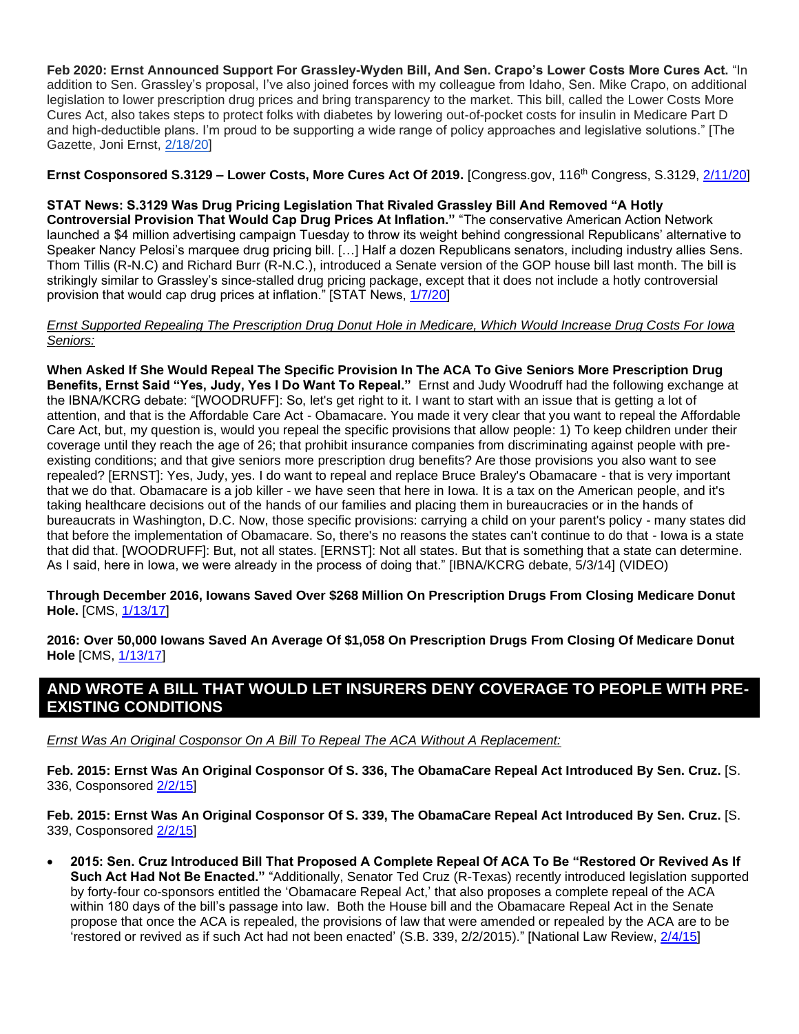**Feb 2020: Ernst Announced Support For Grassley-Wyden Bill, And Sen. Crapo's Lower Costs More Cures Act.** "In addition to Sen. Grassley's proposal, I've also joined forces with my colleague from Idaho, Sen. Mike Crapo, on additional legislation to lower prescription drug prices and bring transparency to the market. This bill, called the Lower Costs More Cures Act, also takes steps to protect folks with diabetes by lowering out-of-pocket costs for insulin in Medicare Part D and high-deductible plans. I'm proud to be supporting a wide range of policy approaches and legislative solutions." [The Gazette, Joni Ernst, 2/18/20]

**Ernst Cosponsored S.3129 – Lower Costs, More Cures Act Of 2019.** [Congress.gov, 116th Congress, S.3129, 2/11/20]

**STAT News: S.3129 Was Drug Pricing Legislation That Rivaled Grassley Bill And Removed "A Hotly Controversial Provision That Would Cap Drug Prices At Inflation."** "The conservative American Action Network launched a $4 million advertising campaign Tuesday to throw its weight behind congressional Republicans' alternative to Speaker Nancy Pelosi's marquee drug pricing bill. […] Half a dozen Republicans senators, including industry allies Sens. Thom Tillis (R-N.C) and Richard Burr (R-N.C.), introduced a Senate version of the GOP house bill last month. The bill is strikingly similar to Grassley's since-stalled drug pricing package, except that it does not include a hotly controversial provision that would cap drug prices at inflation." [STAT News, 1/7/20]

_Ernst Supported Repealing The Prescription Drug Donut Hole in Medicare, Which Would Increase Drug Costs For Iowa Seniors:_

**When Asked If She Would Repeal The Specific Provision In The ACA To Give Seniors More Prescription Drug Benefits, Ernst Said "Yes, Judy, Yes I Do Want To Repeal."** Ernst and Judy Woodruff had the following exchange at the IBNA/KCRG debate: "[WOODRUFF]: So, let's get right to it. I want to start with an issue that is getting a lot of attention, and that is the Affordable Care Act - Obamacare. You made it very clear that you want to repeal the Affordable Care Act, but, my question is, would you repeal the specific provisions that allow people: 1) To keep children under their coverage until they reach the age of 26; that prohibit insurance companies from discriminating against people with pre-existing conditions; and that give seniors more prescription drug benefits? Are those provisions you also want to see repealed? [ERNST]: Yes, Judy, yes. I do want to repeal and replace Bruce Braley's Obamacare - that is very important that we do that. Obamacare is a job killer - we have seen that here in Iowa. It is a tax on the American people, and it's taking healthcare decisions out of the hands of our families and placing them in bureaucracies or in the hands of bureaucrats in Washington, D.C. Now, those specific provisions: carrying a child on your parent's policy - many states did that before the implementation of Obamacare. So, there's no reasons the states can't continue to do that - Iowa is a state that did that. [WOODRUFF]: But, not all states. [ERNST]: Not all states. But that is something that a state can determine. As I said, here in Iowa, we were already in the process of doing that." [IBNA/KCRG debate, 5/3/14] (VIDEO)

**Through December 2016, Iowans Saved Over $268 Million On Prescription Drugs From Closing Medicare Donut Hole.** [CMS, 1/13/17]

**2016: Over 50,000 Iowans Saved An Average Of $1,058 On Prescription Drugs From Closing Of Medicare Donut Hole** [CMS, 1/13/17]

## AND WROTE A BILL THAT WOULD LET INSURERS DENY COVERAGE TO PEOPLE WITH PRE-EXISTING CONDITIONS

_Ernst Was An Original Cosponsor On A Bill To Repeal The ACA Without A Replacement:_

**Feb. 2015: Ernst Was An Original Cosponsor Of S. 336, The ObamaCare Repeal Act Introduced By Sen. Cruz.** [S. 336, Cosponsored 2/2/15]

**Feb. 2015: Ernst Was An Original Cosponsor Of S. 339, The ObamaCare Repeal Act Introduced By Sen. Cruz.** [S. 339, Cosponsored 2/2/15]

- **2015: Sen. Cruz Introduced Bill That Proposed A Complete Repeal Of ACA To Be "Restored Or Revived As If Such Act Had Not Been Enacted."** "Additionally, Senator Ted Cruz (R-Texas) recently introduced legislation supported by forty-four co-sponsors entitled the 'Obamacare Repeal Act,' that also proposes a complete repeal of the ACA within 180 days of the bill's passage into law. Both the House bill and the Obamacare Repeal Act in the Senate propose that once the ACA is repealed, the provisions of law that were amended or repealed by the ACA are to be 'restored or revived as if such Act had not been enacted' (S.B. 339, 2/2/2015)." [National Law Review, 2/4/15]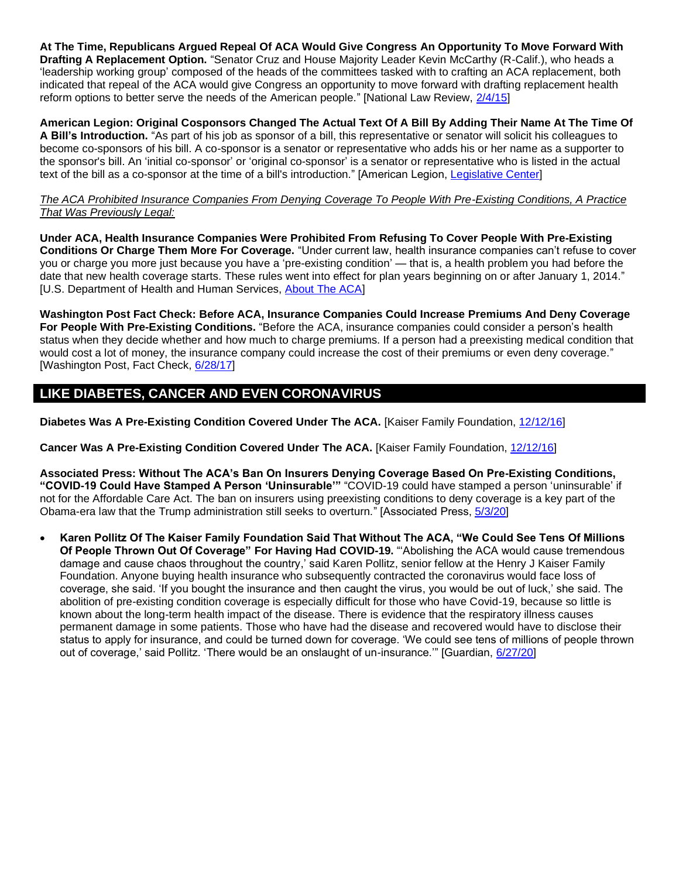**At The Time, Republicans Argued Repeal Of ACA Would Give Congress An Opportunity To Move Forward With Drafting A Replacement Option.** "Senator Cruz and House Majority Leader Kevin McCarthy (R-Calif.), who heads a 'leadership working group' composed of the heads of the committees tasked with to crafting an ACA replacement, both indicated that repeal of the ACA would give Congress an opportunity to move forward with drafting replacement health reform options to better serve the needs of the American people." [National Law Review, 2/4/15]

**American Legion: Original Cosponsors Changed The Actual Text Of A Bill By Adding Their Name At The Time Of A Bill's Introduction.** "As part of his job as sponsor of a bill, this representative or senator will solicit his colleagues to become co-sponsors of his bill. A co-sponsor is a senator or representative who adds his or her name as a supporter to the sponsor's bill. An 'initial co-sponsor' or 'original co-sponsor' is a senator or representative who is listed in the actual text of the bill as a co-sponsor at the time of a bill's introduction." [American Legion, Legislative Center]

*The ACA Prohibited Insurance Companies From Denying Coverage To People With Pre-Existing Conditions, A Practice That Was Previously Legal:*

**Under ACA, Health Insurance Companies Were Prohibited From Refusing To Cover People With Pre-Existing Conditions Or Charge Them More For Coverage.** "Under current law, health insurance companies can't refuse to cover you or charge you more just because you have a 'pre-existing condition' — that is, a health problem you had before the date that new health coverage starts. These rules went into effect for plan years beginning on or after January 1, 2014." [U.S. Department of Health and Human Services, About The ACA]

**Washington Post Fact Check: Before ACA, Insurance Companies Could Increase Premiums And Deny Coverage For People With Pre-Existing Conditions.** "Before the ACA, insurance companies could consider a person's health status when they decide whether and how much to charge premiums. If a person had a preexisting medical condition that would cost a lot of money, the insurance company could increase the cost of their premiums or even deny coverage." [Washington Post, Fact Check, 6/28/17]

## LIKE DIABETES, CANCER AND EVEN CORONAVIRUS

**Diabetes Was A Pre-Existing Condition Covered Under The ACA.** [Kaiser Family Foundation, 12/12/16]

**Cancer Was A Pre-Existing Condition Covered Under The ACA.** [Kaiser Family Foundation, 12/12/16]

**Associated Press: Without The ACA's Ban On Insurers Denying Coverage Based On Pre-Existing Conditions, "COVID-19 Could Have Stamped A Person 'Uninsurable'"** "COVID-19 could have stamped a person 'uninsurable' if not for the Affordable Care Act. The ban on insurers using preexisting conditions to deny coverage is a key part of the Obama-era law that the Trump administration still seeks to overturn." [Associated Press, 5/3/20]

- **Karen Pollitz Of The Kaiser Family Foundation Said That Without The ACA, "We Could See Tens Of Millions Of People Thrown Out Of Coverage" For Having Had COVID-19.** "'Abolishing the ACA would cause tremendous damage and cause chaos throughout the country,' said Karen Pollitz, senior fellow at the Henry J Kaiser Family Foundation. Anyone buying health insurance who subsequently contracted the coronavirus would face loss of coverage, she said. 'If you bought the insurance and then caught the virus, you would be out of luck,' she said. The abolition of pre-existing condition coverage is especially difficult for those who have Covid-19, because so little is known about the long-term health impact of the disease. There is evidence that the respiratory illness causes permanent damage in some patients. Those who have had the disease and recovered would have to disclose their status to apply for insurance, and could be turned down for coverage. 'We could see tens of millions of people thrown out of coverage,' said Pollitz. 'There would be an onslaught of un-insurance.'" [Guardian, 6/27/20]